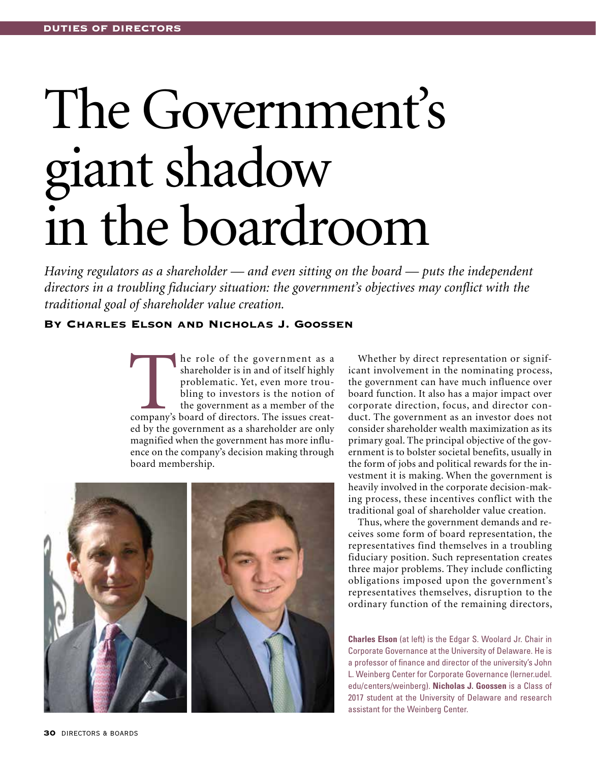# The Government's giant shadow in the boardroom

*Having regulators as a shareholder — and even sitting on the board — puts the independent directors in a troubling fiduciary situation: the government's objectives may conflict with the traditional goal of shareholder value creation.*

**By Charles Elson and Nicholas J. Goossen**

The role of the government as a shareholder is in and of itself highly problematic. Yet, even more troubling to investors is the notion of the government as a member of the company's board of directors. The issues created by the government as a shareholder are only magnified when the government has more influence on the company's decision making through board membership.

Whether by direct representation or significant involvement in the nominating process, the government can have much influence over board function. It also has a major impact over corporate direction, focus, and director conduct. The government as an investor does not consider shareholder wealth maximization as its primary goal. The principal objective of the government is to bolster societal benefits, usually in the form of jobs and political rewards for the investment it is making. When the government is heavily involved in the corporate decision-making process, these incentives conflict with the traditional goal of shareholder value creation.

Thus, where the government demands and receives some form of board representation, the representatives find themselves in a troubling fiduciary position. Such representation creates three major problems. They include conflicting obligations imposed upon the government's representatives themselves, disruption to the ordinary function of the remaining directors,

**Charles Elson** (at left) is the Edgar S. Woolard Jr. Chair in Corporate Governance at the University of Delaware. He is a professor of finance and director of the university's John L. Weinberg Center for Corporate Governance (lerner.udel.edu/centers/weinberg). **Nicholas J. Goossen** is a Class of 2017 student at the University of Delaware and research assistant for the Weinberg Center.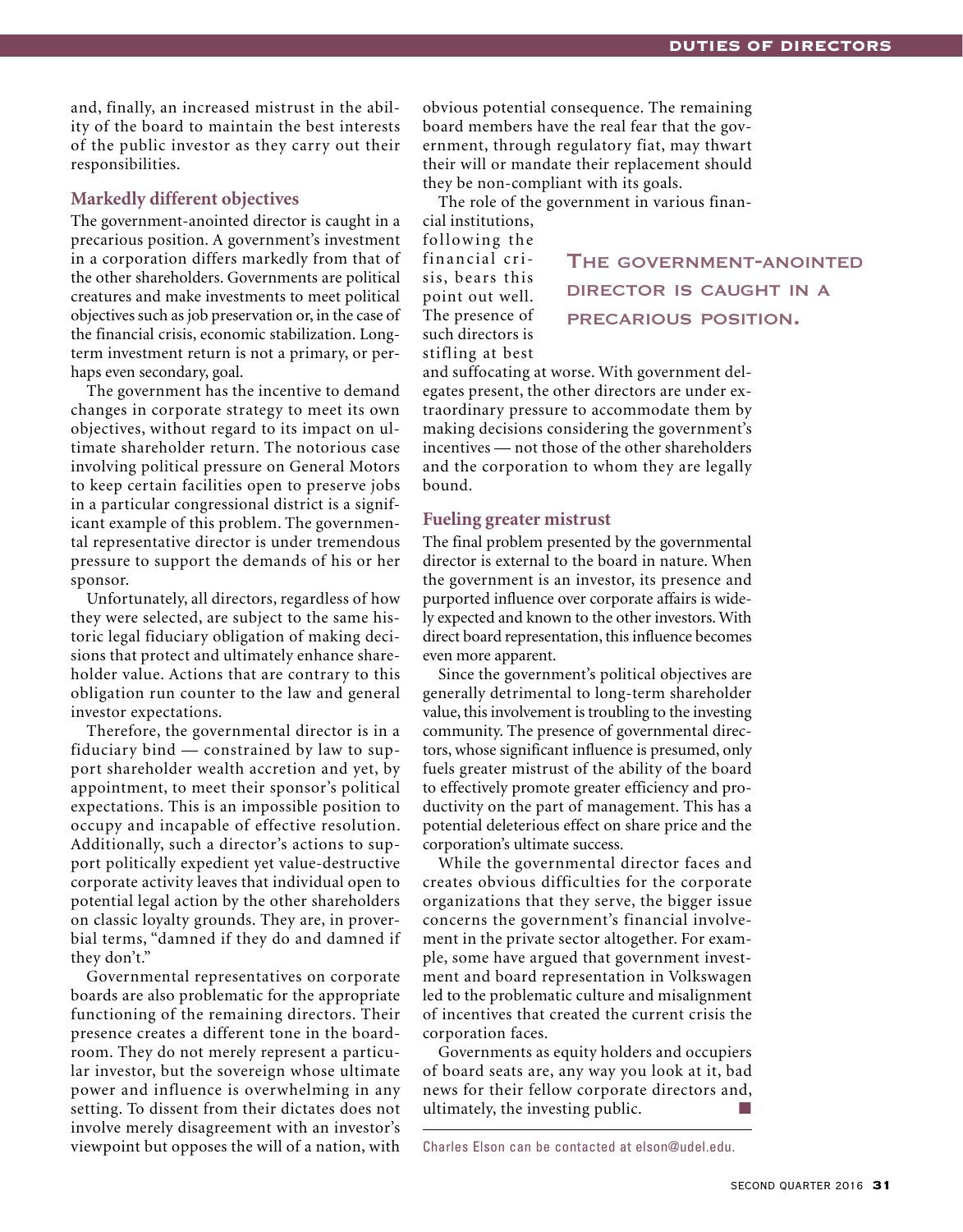and, finally, an increased mistrust in the ability of the board to maintain the best interests of the public investor as they carry out their responsibilities.

## Markedly different objectives

The government-anointed director is caught in a precarious position. A government's investment in a corporation differs markedly from that of the other shareholders. Governments are political creatures and make investments to meet political objectives such as job preservation or, in the case of the financial crisis, economic stabilization. Long-term investment return is not a primary, or perhaps even secondary, goal.

The government has the incentive to demand changes in corporate strategy to meet its own objectives, without regard to its impact on ultimate shareholder return. The notorious case involving political pressure on General Motors to keep certain facilities open to preserve jobs in a particular congressional district is a significant example of this problem. The governmental representative director is under tremendous pressure to support the demands of his or her sponsor.

Unfortunately, all directors, regardless of how they were selected, are subject to the same historic legal fiduciary obligation of making decisions that protect and ultimately enhance shareholder value. Actions that are contrary to this obligation run counter to the law and general investor expectations.

Therefore, the governmental director is in a fiduciary bind — constrained by law to support shareholder wealth accretion and yet, by appointment, to meet their sponsor's political expectations. This is an impossible position to occupy and incapable of effective resolution. Additionally, such a director's actions to support politically expedient yet value-destructive corporate activity leaves that individual open to potential legal action by the other shareholders on classic loyalty grounds. They are, in proverbial terms, "damned if they do and damned if they don't."

Governmental representatives on corporate boards are also problematic for the appropriate functioning of the remaining directors. Their presence creates a different tone in the boardroom. They do not merely represent a particular investor, but the sovereign whose ultimate power and influence is overwhelming in any setting. To dissent from their dictates does not involve merely disagreement with an investor's viewpoint but opposes the will of a nation, with obvious potential consequence. The remaining board members have the real fear that the government, through regulatory fiat, may thwart their will or mandate their replacement should they be non-compliant with its goals.

The role of the government in various financial institutions, following the financial crisis, bears this point out well. The presence of such directors is stifling at best and suffocating at worse. With government delegates present, the other directors are under extraordinary pressure to accommodate them by making decisions considering the government's incentives — not those of the other shareholders and the corporation to whom they are legally bound.

> **The government-anointed director is caught in a precarious position.**

## Fueling greater mistrust

The final problem presented by the governmental director is external to the board in nature. When the government is an investor, its presence and purported influence over corporate affairs is widely expected and known to the other investors. With direct board representation, this influence becomes even more apparent.

Since the government's political objectives are generally detrimental to long-term shareholder value, this involvement is troubling to the investing community. The presence of governmental directors, whose significant influence is presumed, only fuels greater mistrust of the ability of the board to effectively promote greater efficiency and productivity on the part of management. This has a potential deleterious effect on share price and the corporation's ultimate success.

While the governmental director faces and creates obvious difficulties for the corporate organizations that they serve, the bigger issue concerns the government's financial involvement in the private sector altogether. For example, some have argued that government investment and board representation in Volkswagen led to the problematic culture and misalignment of incentives that created the current crisis the corporation faces.

Governments as equity holders and occupiers of board seats are, any way you look at it, bad news for their fellow corporate directors and, ultimately, the investing public. ■

---

Charles Elson can be contacted at elson@udel.edu.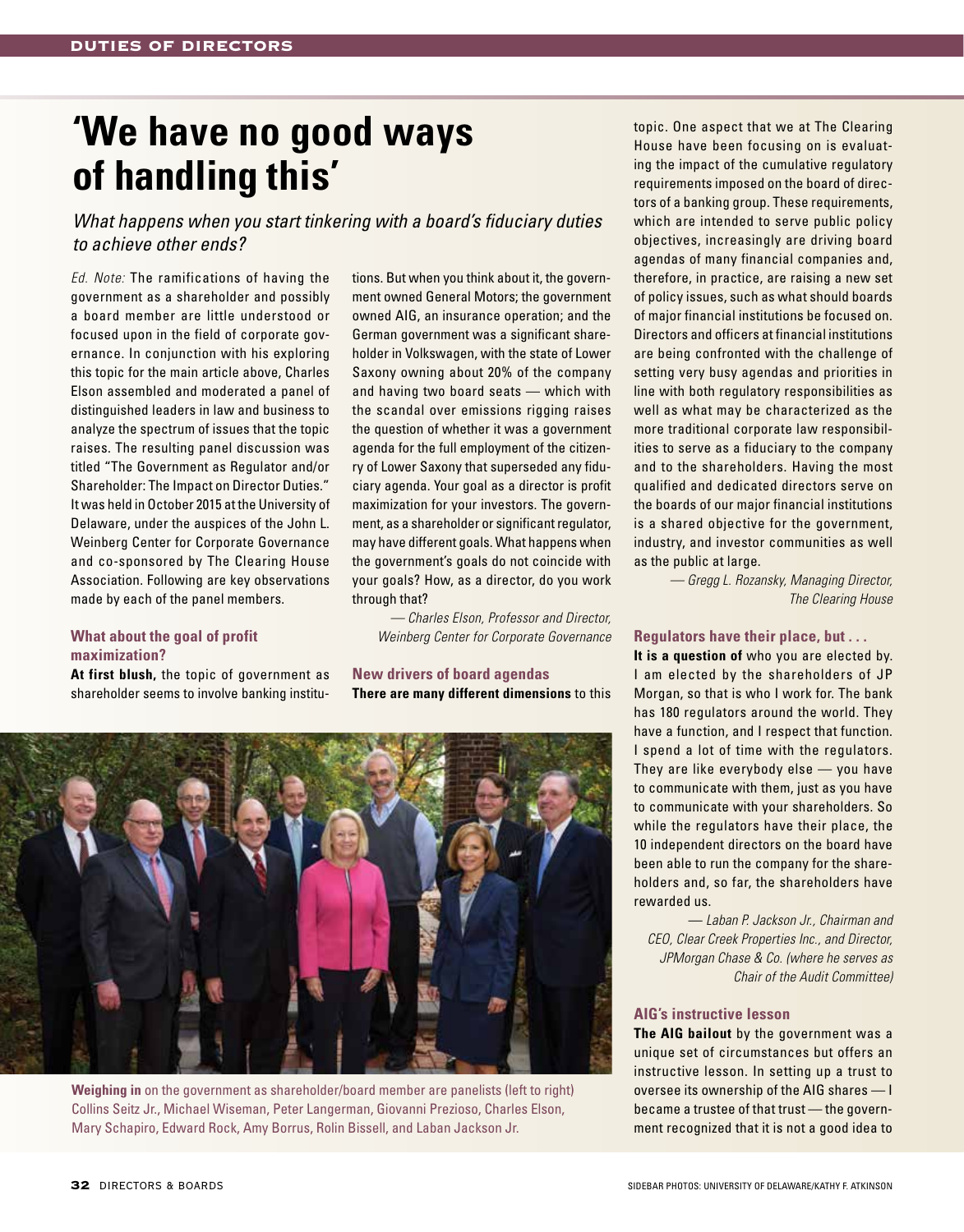# 'We have no good ways of handling this'

*What happens when you start tinkering with a board's fiduciary duties to achieve other ends?*

*Ed. Note:* The ramifications of having the government as a shareholder and possibly a board member are little understood or focused upon in the field of corporate governance. In conjunction with his exploring this topic for the main article above, Charles Elson assembled and moderated a panel of distinguished leaders in law and business to analyze the spectrum of issues that the topic raises. The resulting panel discussion was titled "The Government as Regulator and/or Shareholder: The Impact on Director Duties." It was held in October 2015 at the University of Delaware, under the auspices of the John L. Weinberg Center for Corporate Governance and co-sponsored by The Clearing House Association. Following are key observations made by each of the panel members.

### What about the goal of profit maximization?

**At first blush,** the topic of government as shareholder seems to involve banking institutions. But when you think about it, the government owned General Motors; the government owned AIG, an insurance operation; and the German government was a significant shareholder in Volkswagen, with the state of Lower Saxony owning about 20% of the company and having two board seats — which with the scandal over emissions rigging raises the question of whether it was a government agenda for the full employment of the citizenry of Lower Saxony that superseded any fiduciary agenda. Your goal as a director is profit maximization for your investors. The government, as a shareholder or significant regulator, may have different goals. What happens when the government's goals do not coincide with your goals? How, as a director, do you work through that?

*— Charles Elson, Professor and Director, Weinberg Center for Corporate Governance*

### New drivers of board agendas

**There are many different dimensions** to this topic. One aspect that we at The Clearing House have been focusing on is evaluating the impact of the cumulative regulatory requirements imposed on the board of directors of a banking group. These requirements, which are intended to serve public policy objectives, increasingly are driving board agendas of many financial companies and, therefore, in practice, are raising a new set of policy issues, such as what should boards of major financial institutions be focused on. Directors and officers at financial institutions are being confronted with the challenge of setting very busy agendas and priorities in line with both regulatory responsibilities as well as what may be characterized as the more traditional corporate law responsibilities to serve as a fiduciary to the company and to the shareholders. Having the most qualified and dedicated directors serve on the boards of our major financial institutions is a shared objective for the government, industry, and investor communities as well as the public at large.

*— Gregg L. Rozansky, Managing Director, The Clearing House*

**Weighing in** on the government as shareholder/board member are panelists (left to right) Collins Seitz Jr., Michael Wiseman, Peter Langerman, Giovanni Prezioso, Charles Elson, Mary Schapiro, Edward Rock, Amy Borrus, Rolin Bissell, and Laban Jackson Jr.

### Regulators have their place, but . . .

**It is a question of** who you are elected by. I am elected by the shareholders of JP Morgan, so that is who I work for. The bank has 180 regulators around the world. They have a function, and I respect that function. I spend a lot of time with the regulators. They are like everybody else — you have to communicate with them, just as you have to communicate with your shareholders. So while the regulators have their place, the 10 independent directors on the board have been able to run the company for the shareholders and, so far, the shareholders have rewarded us.

*— Laban P. Jackson Jr., Chairman and CEO, Clear Creek Properties Inc., and Director, JPMorgan Chase & Co. (where he serves as Chair of the Audit Committee)*

### AIG's instructive lesson

**The AIG bailout** by the government was a unique set of circumstances but offers an instructive lesson. In setting up a trust to oversee its ownership of the AIG shares — I became a trustee of that trust — the government recognized that it is not a good idea to

SIDEBAR PHOTOS: UNIVERSITY OF DELAWARE/KATHY F. ATKINSON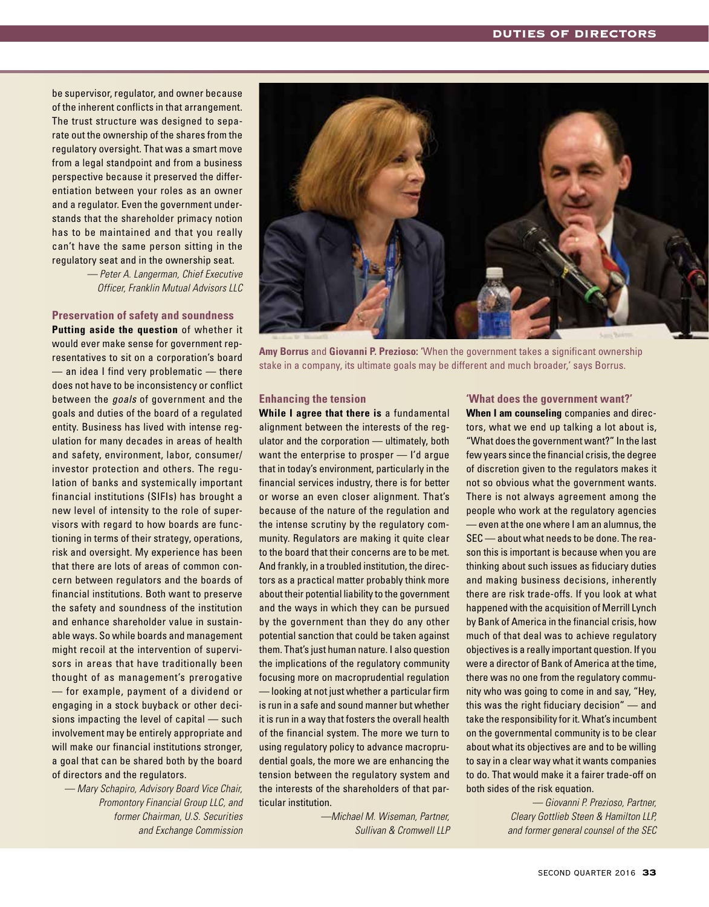be supervisor, regulator, and owner because of the inherent conflicts in that arrangement. The trust structure was designed to separate out the ownership of the shares from the regulatory oversight. That was a smart move from a legal standpoint and from a business perspective because it preserved the differentiation between your roles as an owner and a regulator. Even the government understands that the shareholder primacy notion has to be maintained and that you really can't have the same person sitting in the regulatory seat and in the ownership seat.

*— Peter A. Langerman, Chief Executive Officer, Franklin Mutual Advisors LLC*

### Preservation of safety and soundness

**Putting aside the question** of whether it would ever make sense for government representatives to sit on a corporation's board — an idea I find very problematic — there does not have to be inconsistency or conflict between the *goals* of government and the goals and duties of the board of a regulated entity. Business has lived with intense regulation for many decades in areas of health and safety, environment, labor, consumer/investor protection and others. The regulation of banks and systemically important financial institutions (SIFIs) has brought a new level of intensity to the role of supervisors with regard to how boards are functioning in terms of their strategy, operations, risk and oversight. My experience has been that there are lots of areas of common concern between regulators and the boards of financial institutions. Both want to preserve the safety and soundness of the institution and enhance shareholder value in sustainable ways. So while boards and management might recoil at the intervention of supervisors in areas that have traditionally been thought of as management's prerogative — for example, payment of a dividend or engaging in a stock buyback or other decisions impacting the level of capital — such involvement may be entirely appropriate and will make our financial institutions stronger, a goal that can be shared both by the board of directors and the regulators.

*— Mary Schapiro, Advisory Board Vice Chair, Promontory Financial Group LLC, and former Chairman, U.S. Securities and Exchange Commission*

**Amy Borrus** and **Giovanni P. Prezioso:** 'When the government takes a significant ownership stake in a company, its ultimate goals may be different and much broader,' says Borrus.

### Enhancing the tension

**While I agree that there is** a fundamental alignment between the interests of the regulator and the corporation — ultimately, both want the enterprise to prosper — I'd argue that in today's environment, particularly in the financial services industry, there is for better or worse an even closer alignment. That's because of the nature of the regulation and the intense scrutiny by the regulatory community. Regulators are making it quite clear to the board that their concerns are to be met. And frankly, in a troubled institution, the directors as a practical matter probably think more about their potential liability to the government and the ways in which they can be pursued by the government than they do any other potential sanction that could be taken against them. That's just human nature. I also question the implications of the regulatory community focusing more on macroprudential regulation — looking at not just whether a particular firm is run in a safe and sound manner but whether it is run in a way that fosters the overall health of the financial system. The more we turn to using regulatory policy to advance macroprudential goals, the more we are enhancing the tension between the regulatory system and the interests of the shareholders of that particular institution.

*—Michael M. Wiseman, Partner, Sullivan & Cromwell LLP*

### 'What does the government want?'

**When I am counseling** companies and directors, what we end up talking a lot about is, "What does the government want?" In the last few years since the financial crisis, the degree of discretion given to the regulators makes it not so obvious what the government wants. There is not always agreement among the people who work at the regulatory agencies — even at the one where I am an alumnus, the SEC — about what needs to be done. The reason this is important is because when you are thinking about such issues as fiduciary duties and making business decisions, inherently there are risk trade-offs. If you look at what happened with the acquisition of Merrill Lynch by Bank of America in the financial crisis, how much of that deal was to achieve regulatory objectives is a really important question. If you were a director of Bank of America at the time, there was no one from the regulatory community who was going to come in and say, "Hey, this was the right fiduciary decision" — and take the responsibility for it. What's incumbent on the governmental community is to be clear about what its objectives are and to be willing to say in a clear way what it wants companies to do. That would make it a fairer trade-off on both sides of the risk equation.

*— Giovanni P. Prezioso, Partner, Cleary Gottlieb Steen & Hamilton LLP, and former general counsel of the SEC*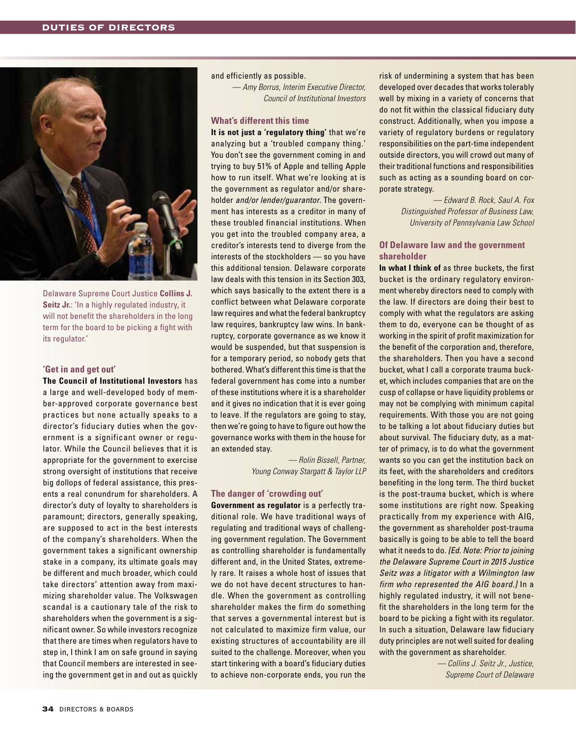Delaware Supreme Court Justice **Collins J. Seitz Jr.**: 'In a highly regulated industry, it will not benefit the shareholders in the long term for the board to be picking a fight with its regulator.'

### 'Get in and get out'

**The Council of Institutional Investors** has a large and well-developed body of member-approved corporate governance best practices but none actually speaks to a director's fiduciary duties when the government is a significant owner or regulator. While the Council believes that it is appropriate for the government to exercise strong oversight of institutions that receive big dollops of federal assistance, this presents a real conundrum for shareholders. A director's duty of loyalty to shareholders is paramount; directors, generally speaking, are supposed to act in the best interests of the company's shareholders. When the government takes a significant ownership stake in a company, its ultimate goals may be different and much broader, which could take directors' attention away from maximizing shareholder value. The Volkswagen scandal is a cautionary tale of the risk to shareholders when the government is a significant owner. So while investors recognize that there are times when regulators have to step in, I think I am on safe ground in saying that Council members are interested in seeing the government get in and out as quickly and efficiently as possible.

— *Amy Borrus, Interim Executive Director, Council of Institutional Investors*

### What's different this time

**It is not just a 'regulatory thing'** that we're analyzing but a 'troubled company thing.' You don't see the government coming in and trying to buy 51% of Apple and telling Apple how to run itself. What we're looking at is the government as regulator and/or shareholder *and/or lender/guarantor*. The government has interests as a creditor in many of these troubled financial institutions. When you get into the troubled company area, a creditor's interests tend to diverge from the interests of the stockholders — so you have this additional tension. Delaware corporate law deals with this tension in its Section 303, which says basically to the extent there is a conflict between what Delaware corporate law requires and what the federal bankruptcy law requires, bankruptcy law wins. In bankruptcy, corporate governance as we know it would be suspended, but that suspension is for a temporary period, so nobody gets that bothered. What's different this time is that the federal government has come into a number of these institutions where it is a shareholder and it gives no indication that it is ever going to leave. If the regulators are going to stay, then we're going to have to figure out how the governance works with them in the house for an extended stay.

— *Rolin Bissell, Partner, Young Conway Stargatt & Taylor LLP*

### The danger of 'crowding out'

**Government as regulator** is a perfectly traditional role. We have traditional ways of regulating and traditional ways of challenging government regulation. The Government as controlling shareholder is fundamentally different and, in the United States, extremely rare. It raises a whole host of issues that we do not have decent structures to handle. When the government as controlling shareholder makes the firm do something that serves a governmental interest but is not calculated to maximize firm value, our existing structures of accountability are ill suited to the challenge. Moreover, when you start tinkering with a board's fiduciary duties to achieve non-corporate ends, you run the risk of undermining a system that has been developed over decades that works tolerably well by mixing in a variety of concerns that do not fit within the classical fiduciary duty construct. Additionally, when you impose a variety of regulatory burdens or regulatory responsibilities on the part-time independent outside directors, you will crowd out many of their traditional functions and responsibilities such as acting as a sounding board on corporate strategy.

— *Edward B. Rock, Saul A. Fox Distinguished Professor of Business Law, University of Pennsylvania Law School*

### Of Delaware law and the government shareholder

**In what I think of** as three buckets, the first bucket is the ordinary regulatory environment whereby directors need to comply with the law. If directors are doing their best to comply with what the regulators are asking them to do, everyone can be thought of as working in the spirit of profit maximization for the benefit of the corporation and, therefore, the shareholders. Then you have a second bucket, what I call a corporate trauma bucket, which includes companies that are on the cusp of collapse or have liquidity problems or may not be complying with minimum capital requirements. With those you are not going to be talking a lot about fiduciary duties but about survival. The fiduciary duty, as a matter of primacy, is to do what the government wants so you can get the institution back on its feet, with the shareholders and creditors benefiting in the long term. The third bucket is the post-trauma bucket, which is where some institutions are right now. Speaking practically from my experience with AIG, the government as shareholder post-trauma basically is going to be able to tell the board what it needs to do. *[Ed. Note: Prior to joining the Delaware Supreme Court in 2015 Justice Seitz was a litigator with a Wilmington law firm who represented the AIG board.]* In a highly regulated industry, it will not benefit the shareholders in the long term for the board to be picking a fight with its regulator. In such a situation, Delaware law fiduciary duty principles are not well suited for dealing with the government as shareholder.

— *Collins J. Seitz Jr., Justice, Supreme Court of Delaware*